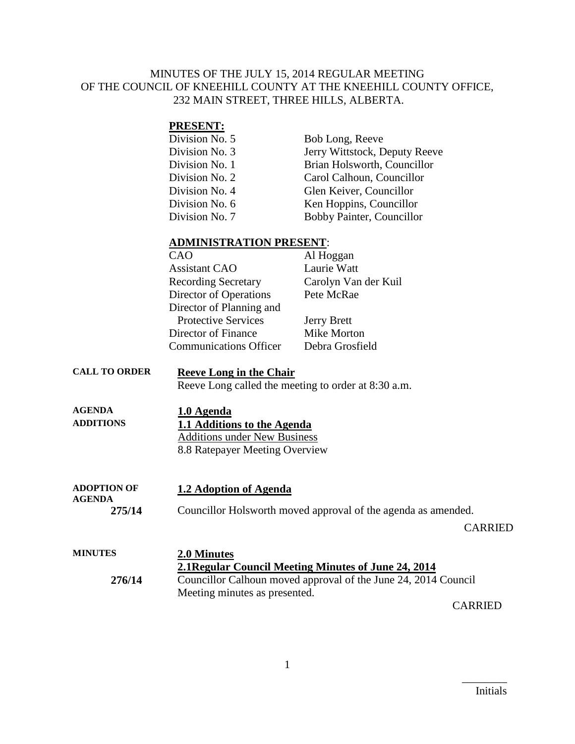MINUTES OF THE JULY 15, 2014 REGULAR MEETING OF THE COUNCIL OF KNEEHILL COUNTY AT THE KNEEHILL COUNTY OFFICE, 232 MAIN STREET, THREE HILLS, ALBERTA.

**PRESENT:**

| | |
|---|---|
| Division No. 5 | Bob Long, Reeve |
| Division No. 3 | Jerry Wittstock, Deputy Reeve |
| Division No. 1 | Brian Holsworth, Councillor |
| Division No. 2 | Carol Calhoun, Councillor |
| Division No. 4 | Glen Keiver, Councillor |
| Division No. 6 | Ken Hoppins, Councillor |
| Division No. 7 | Bobby Painter, Councillor |

**ADMINISTRATION PRESENT**:

| | |
|---|---|
| CAO | Al Hoggan |
| Assistant CAO | Laurie Watt |
| Recording Secretary | Carolyn Van der Kuil |
| Director of Operations | Pete McRae |
| Director of Planning and Protective Services | Jerry Brett |
| Director of Finance | Mike Morton |
| Communications Officer | Debra Grosfield |

**CALL TO ORDER**

**Reeve Long in the Chair**

Reeve Long called the meeting to order at 8:30 a.m.

**AGENDA ADDITIONS**

**1.0 Agenda**

**1.1 Additions to the Agenda**

Additions under New Business

8.8 Ratepayer Meeting Overview

**ADOPTION OF AGENDA**

**1.2 Adoption of Agenda**

**275/14** Councillor Holsworth moved approval of the agenda as amended.

CARRIED

**MINUTES**

**2.0 Minutes**

**2.1Regular Council Meeting Minutes of June 24, 2014**

**276/14** Councillor Calhoun moved approval of the June 24, 2014 Council Meeting minutes as presented.

CARRIED

________

Initials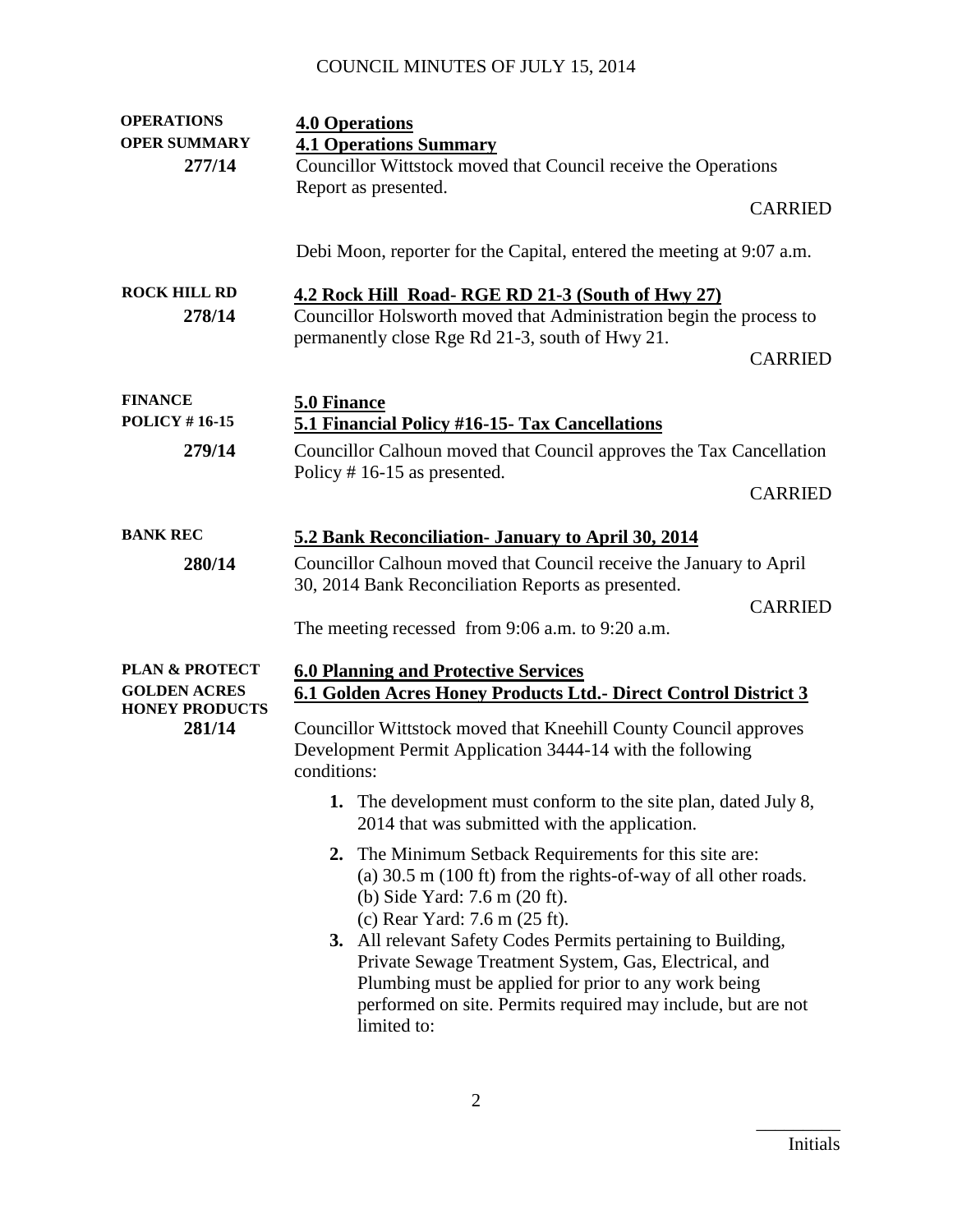**OPERATIONS**
**OPER SUMMARY**
**277/14**

**4.0 Operations**

**4.1 Operations Summary**

Councillor Wittstock moved that Council receive the Operations Report as presented.

CARRIED

Debi Moon, reporter for the Capital, entered the meeting at 9:07 a.m.

**ROCK HILL RD**
**278/14**

**4.2 Rock Hill Road- RGE RD 21-3 (South of Hwy 27)**

Councillor Holsworth moved that Administration begin the process to permanently close Rge Rd 21-3, south of Hwy 21.

CARRIED

**FINANCE**
**POLICY # 16-15**
**279/14**

**5.0 Finance**

**5.1 Financial Policy #16-15- Tax Cancellations**

Councillor Calhoun moved that Council approves the Tax Cancellation Policy # 16-15 as presented.

CARRIED

**BANK REC**
**280/14**

**5.2 Bank Reconciliation- January to April 30, 2014**

Councillor Calhoun moved that Council receive the January to April 30, 2014 Bank Reconciliation Reports as presented.

CARRIED

The meeting recessed from 9:06 a.m. to 9:20 a.m.

**PLAN & PROTECT**
**GOLDEN ACRES HONEY PRODUCTS**
**281/14**

**6.0 Planning and Protective Services**

**6.1 Golden Acres Honey Products Ltd.- Direct Control District 3**

Councillor Wittstock moved that Kneehill County Council approves Development Permit Application 3444-14 with the following conditions:

1. The development must conform to the site plan, dated July 8, 2014 that was submitted with the application.
2. The Minimum Setback Requirements for this site are:
   (a) 30.5 m (100 ft) from the rights-of-way of all other roads.
   (b) Side Yard: 7.6 m (20 ft).
   (c) Rear Yard: 7.6 m (25 ft).
3. All relevant Safety Codes Permits pertaining to Building, Private Sewage Treatment System, Gas, Electrical, and Plumbing must be applied for prior to any work being performed on site. Permits required may include, but are not limited to: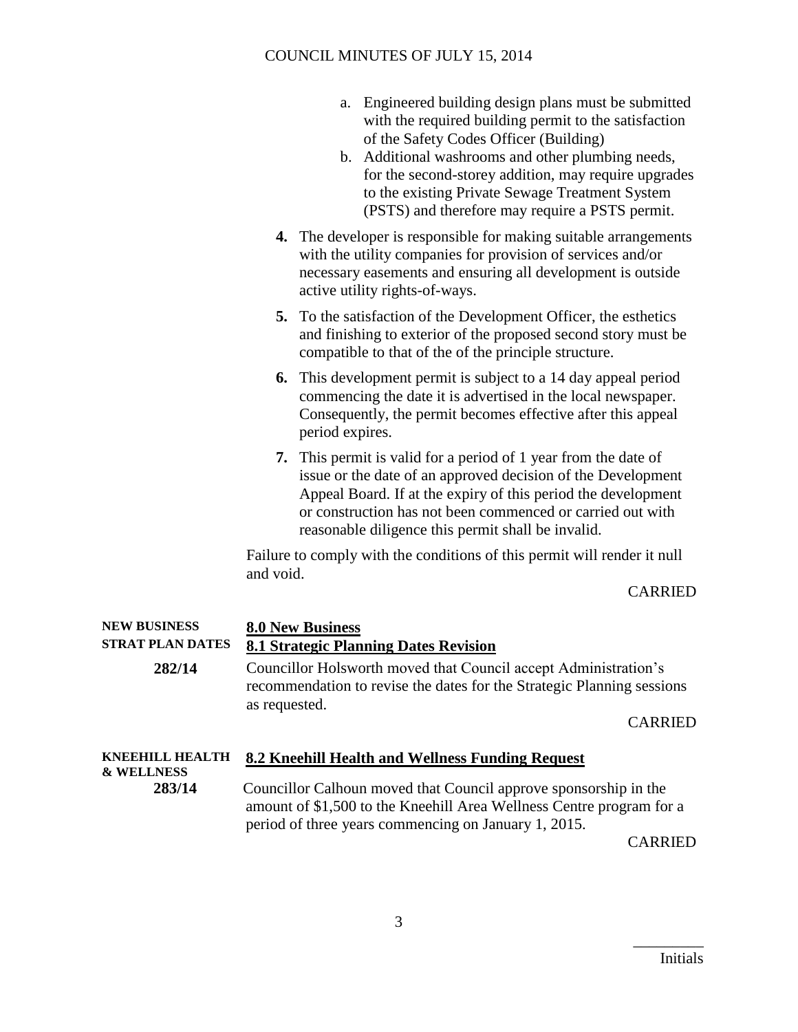a. Engineered building design plans must be submitted with the required building permit to the satisfaction of the Safety Codes Officer (Building)
   b. Additional washrooms and other plumbing needs, for the second-storey addition, may require upgrades to the existing Private Sewage Treatment System (PSTS) and therefore may require a PSTS permit.

4. The developer is responsible for making suitable arrangements with the utility companies for provision of services and/or necessary easements and ensuring all development is outside active utility rights-of-ways.

5. To the satisfaction of the Development Officer, the esthetics and finishing to exterior of the proposed second story must be compatible to that of the of the principle structure.

6. This development permit is subject to a 14 day appeal period commencing the date it is advertised in the local newspaper. Consequently, the permit becomes effective after this appeal period expires.

7. This permit is valid for a period of 1 year from the date of issue or the date of an approved decision of the Development Appeal Board. If at the expiry of this period the development or construction has not been commenced or carried out with reasonable diligence this permit shall be invalid.

Failure to comply with the conditions of this permit will render it null and void.

CARRIED

**NEW BUSINESS**

## 8.0 New Business

**STRAT PLAN DATES**

### 8.1 Strategic Planning Dates Revision

**282/14** Councillor Holsworth moved that Council accept Administration's recommendation to revise the dates for the Strategic Planning sessions as requested.

CARRIED

**KNEEHILL HEALTH & WELLNESS**

### 8.2 Kneehill Health and Wellness Funding Request

**283/14** Councillor Calhoun moved that Council approve sponsorship in the amount of $1,500 to the Kneehill Area Wellness Centre program for a period of three years commencing on January 1, 2015.

CARRIED

_________
Initials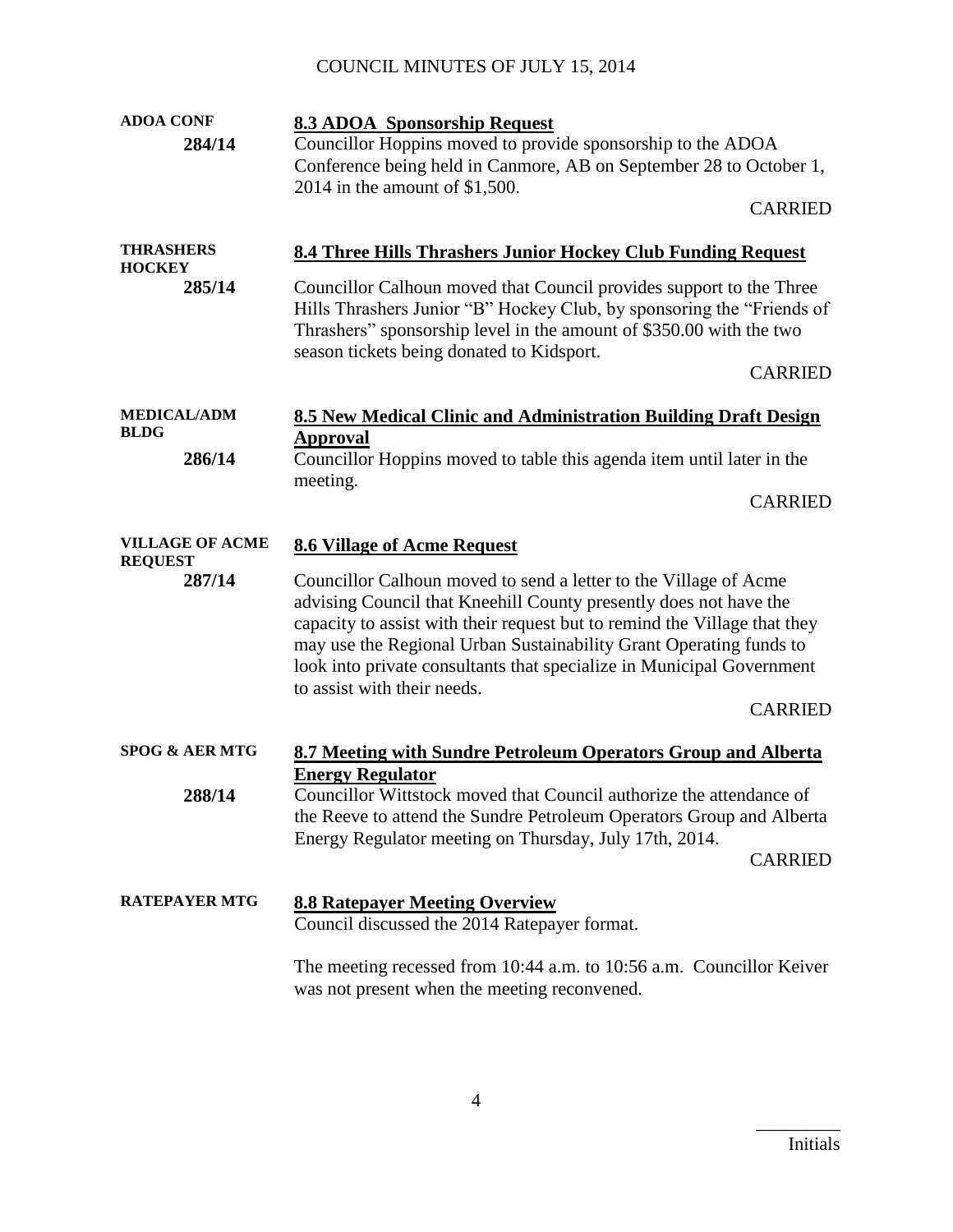**ADOA CONF**
**284/14**

## 8.3 ADOA Sponsorship Request

Councillor Hoppins moved to provide sponsorship to the ADOA Conference being held in Canmore, AB on September 28 to October 1, 2014 in the amount of $1,500.

CARRIED

**THRASHERS HOCKEY**
**285/14**

## 8.4 Three Hills Thrashers Junior Hockey Club Funding Request

Councillor Calhoun moved that Council provides support to the Three Hills Thrashers Junior "B" Hockey Club, by sponsoring the "Friends of Thrashers" sponsorship level in the amount of $350.00 with the two season tickets being donated to Kidsport.

CARRIED

**MEDICAL/ADM BLDG**
**286/14**

## 8.5 New Medical Clinic and Administration Building Draft Design Approval

Councillor Hoppins moved to table this agenda item until later in the meeting.

CARRIED

**VILLAGE OF ACME REQUEST**
**287/14**

## 8.6 Village of Acme Request

Councillor Calhoun moved to send a letter to the Village of Acme advising Council that Kneehill County presently does not have the capacity to assist with their request but to remind the Village that they may use the Regional Urban Sustainability Grant Operating funds to look into private consultants that specialize in Municipal Government to assist with their needs.

CARRIED

**SPOG & AER MTG**
**288/14**

## 8.7 Meeting with Sundre Petroleum Operators Group and Alberta Energy Regulator

Councillor Wittstock moved that Council authorize the attendance of the Reeve to attend the Sundre Petroleum Operators Group and Alberta Energy Regulator meeting on Thursday, July 17th, 2014.

CARRIED

**RATEPAYER MTG**

## 8.8 Ratepayer Meeting Overview

Council discussed the 2014 Ratepayer format.

The meeting recessed from 10:44 a.m. to 10:56 a.m. Councillor Keiver was not present when the meeting reconvened.

_________
Initials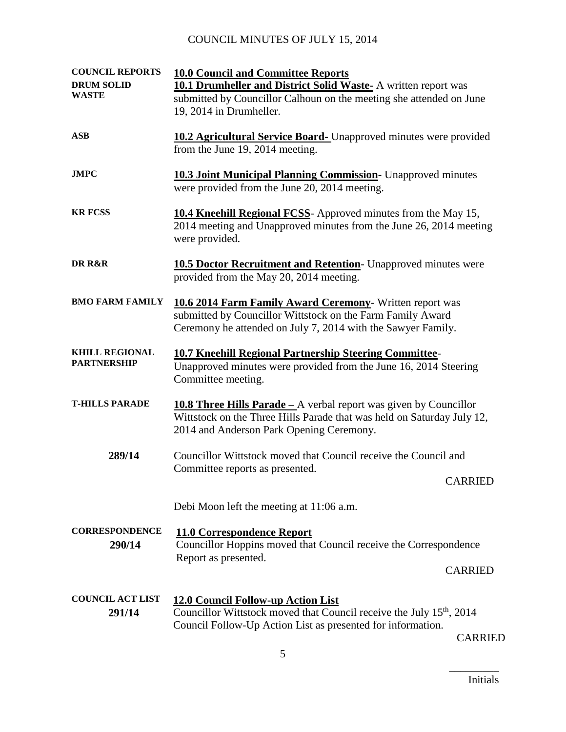**COUNCIL REPORTS**

## 10.0 Council and Committee Reports

**DRUM SOLID WASTE**

**10.1 Drumheller and District Solid Waste-** A written report was submitted by Councillor Calhoun on the meeting she attended on June 19, 2014 in Drumheller.

**ASB**

**10.2 Agricultural Service Board-** Unapproved minutes were provided from the June 19, 2014 meeting.

**JMPC**

**10.3 Joint Municipal Planning Commission**- Unapproved minutes were provided from the June 20, 2014 meeting.

**KR FCSS**

**10.4 Kneehill Regional FCSS**- Approved minutes from the May 15, 2014 meeting and Unapproved minutes from the June 26, 2014 meeting were provided.

**DR R&R**

**10.5 Doctor Recruitment and Retention**- Unapproved minutes were provided from the May 20, 2014 meeting.

**BMO FARM FAMILY**

**10.6 2014 Farm Family Award Ceremony**- Written report was submitted by Councillor Wittstock on the Farm Family Award Ceremony he attended on July 7, 2014 with the Sawyer Family.

**KHILL REGIONAL PARTNERSHIP**

**10.7 Kneehill Regional Partnership Steering Committee**- Unapproved minutes were provided from the June 16, 2014 Steering Committee meeting.

**T-HILLS PARADE**

**10.8 Three Hills Parade –** A verbal report was given by Councillor Wittstock on the Three Hills Parade that was held on Saturday July 12, 2014 and Anderson Park Opening Ceremony.

**289/14**

Councillor Wittstock moved that Council receive the Council and Committee reports as presented.

CARRIED

Debi Moon left the meeting at 11:06 a.m.

**CORRESPONDENCE**

## 11.0 Correspondence Report

**290/14**

Councillor Hoppins moved that Council receive the Correspondence Report as presented.

CARRIED

**COUNCIL ACT LIST**

## 12.0 Council Follow-up Action List

**291/14**

Councillor Wittstock moved that Council receive the July 15th, 2014 Council Follow-Up Action List as presented for information.

CARRIED

\_\_\_\_\_\_\_\_\_
Initials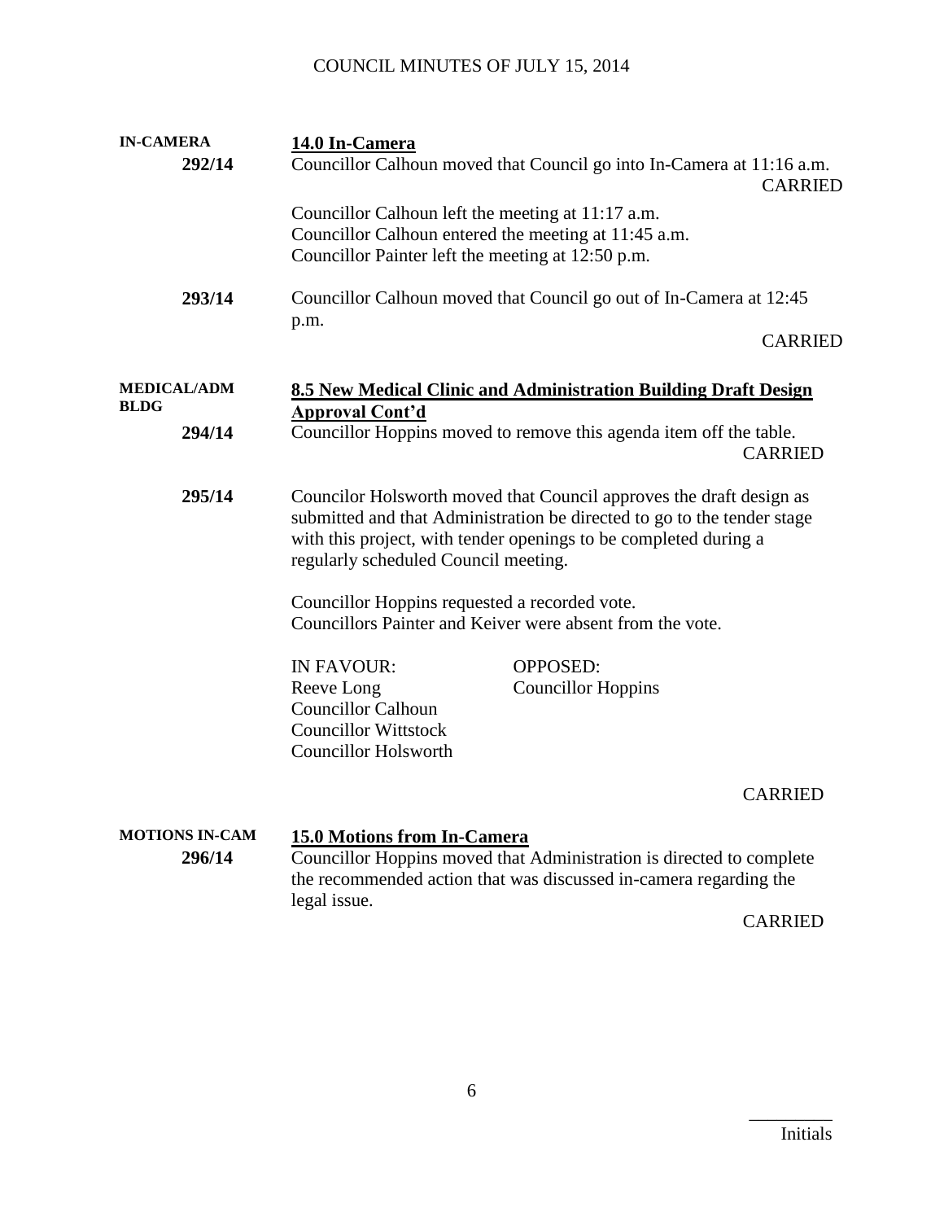**IN-CAMERA**

**292/14**

**14.0 In-Camera**

Councillor Calhoun moved that Council go into In-Camera at 11:16 a.m.

CARRIED

Councillor Calhoun left the meeting at 11:17 a.m.
Councillor Calhoun entered the meeting at 11:45 a.m.
Councillor Painter left the meeting at 12:50 p.m.

**293/14**

Councillor Calhoun moved that Council go out of In-Camera at 12:45 p.m.

CARRIED

**MEDICAL/ADM BLDG**

**294/14**

**8.5 New Medical Clinic and Administration Building Draft Design Approval Cont'd**

Councillor Hoppins moved to remove this agenda item off the table.

CARRIED

**295/14**

Councilor Holsworth moved that Council approves the draft design as submitted and that Administration be directed to go to the tender stage with this project, with tender openings to be completed during a regularly scheduled Council meeting.

Councillor Hoppins requested a recorded vote.
Councillors Painter and Keiver were absent from the vote.

| IN FAVOUR: | OPPOSED: |
|---|---|
| Reeve Long | Councillor Hoppins |
| Councillor Calhoun | |
| Councillor Wittstock | |
| Councillor Holsworth | |

CARRIED

**MOTIONS IN-CAM**

**296/14**

**15.0 Motions from In-Camera**

Councillor Hoppins moved that Administration is directed to complete the recommended action that was discussed in-camera regarding the legal issue.

CARRIED

_________
Initials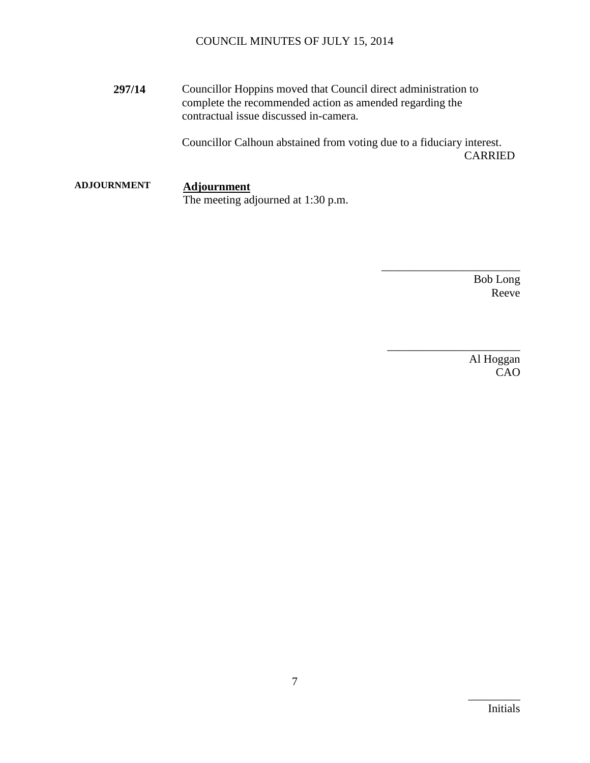**297/14** Councillor Hoppins moved that Council direct administration to complete the recommended action as amended regarding the contractual issue discussed in-camera.

Councillor Calhoun abstained from voting due to a fiduciary interest.

CARRIED

**ADJOURNMENT** **Adjournment**

The meeting adjourned at 1:30 p.m.

\_\_\_\_\_\_\_\_\_\_\_\_\_\_\_\_\_\_\_\_\_\_\_\_

Bob Long
Reeve

\_\_\_\_\_\_\_\_\_\_\_\_\_\_\_\_\_\_\_\_\_\_\_\_

Al Hoggan
CAO

\_\_\_\_\_\_\_\_\_\_

Initials